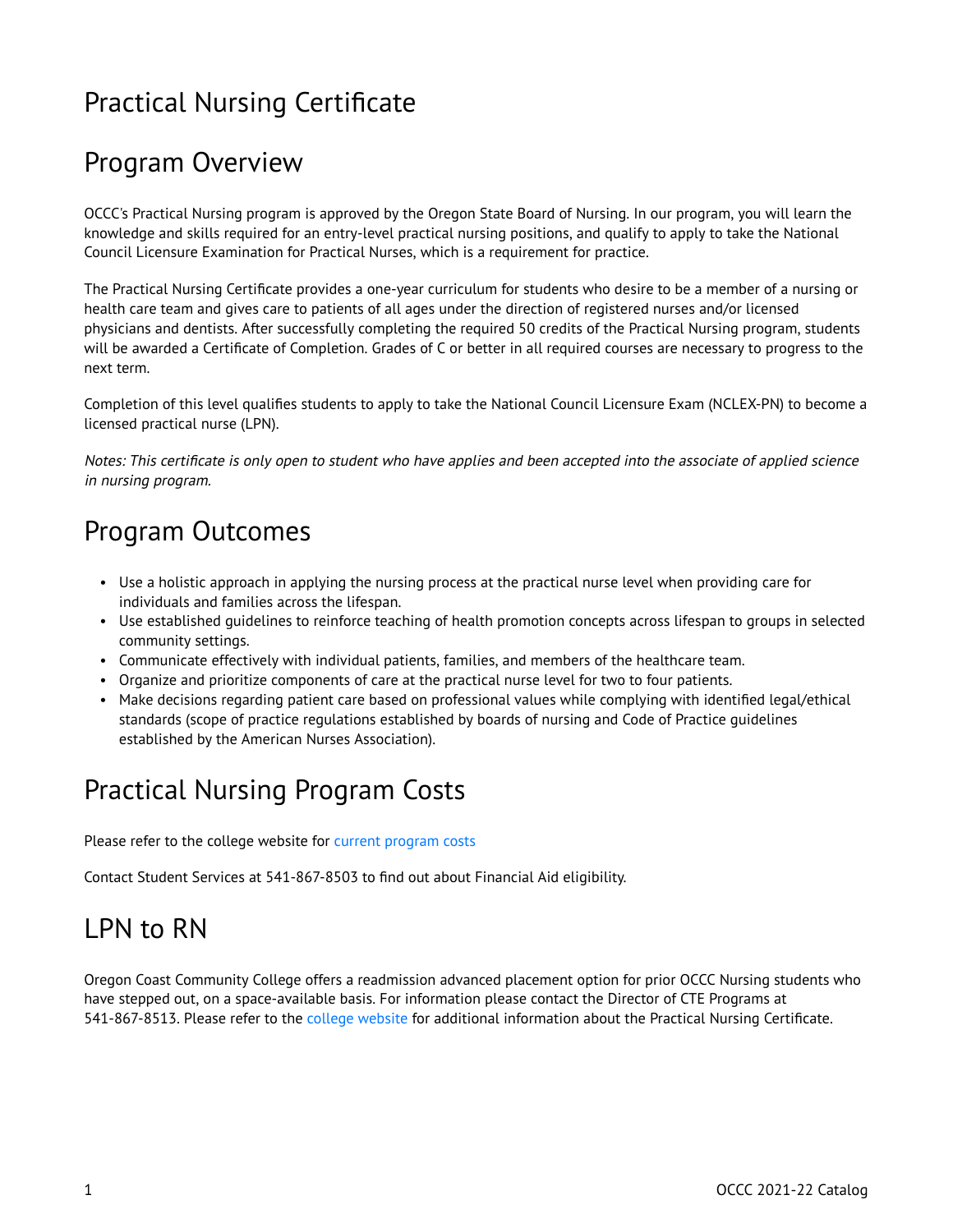# Practical Nursing Certificate

## Program Overview

OCCC's Practical Nursing program is approved by the Oregon State Board of Nursing. In our program, you will learn the knowledge and skills required for an entry-level practical nursing positions, and qualify to apply to take the National Council Licensure Examination for Practical Nurses, which is a requirement for practice.

The Practical Nursing Certificate provides a one-year curriculum for students who desire to be a member of a nursing or health care team and gives care to patients of all ages under the direction of registered nurses and/or licensed physicians and dentists. After successfully completing the required 50 credits of the Practical Nursing program, students will be awarded a Certificate of Completion. Grades of C or better in all required courses are necessary to progress to the next term.

Completion of this level qualifies students to apply to take the National Council Licensure Exam (NCLEX-PN) to become a licensed practical nurse (LPN).

*Notes: This certificate is only open to student who have applies and been accepted into the associate of applied science in nursing program.*

## Program Outcomes

- Use a holistic approach in applying the nursing process at the practical nurse level when providing care for individuals and families across the lifespan.
- Use established guidelines to reinforce teaching of health promotion concepts across lifespan to groups in selected community settings.
- Communicate effectively with individual patients, families, and members of the healthcare team.
- Organize and prioritize components of care at the practical nurse level for two to four patients.
- Make decisions regarding patient care based on professional values while complying with identified legal/ethical standards (scope of practice regulations established by boards of nursing and Code of Practice guidelines established by the American Nurses Association).

## Practical Nursing Program Costs

Please refer to the college website for current program costs

Contact Student Services at 541-867-8503 to find out about Financial Aid eligibility.

## LPN to RN

Oregon Coast Community College offers a readmission advanced placement option for prior OCCC Nursing students who have stepped out, on a space-available basis. For information please contact the Director of CTE Programs at 541-867-8513. Please refer to the college website for additional information about the Practical Nursing Certificate.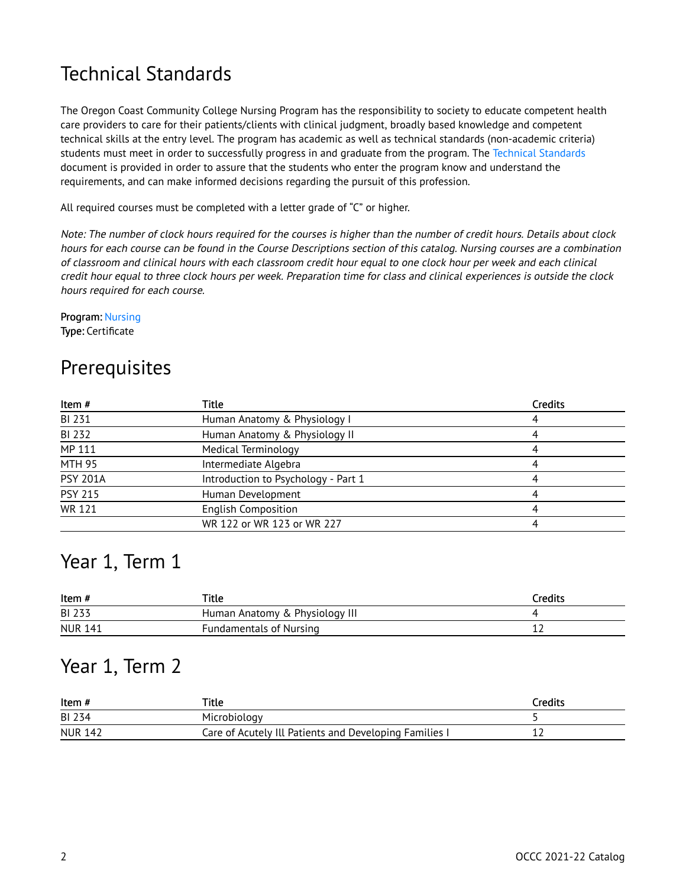# Technical Standards

The Oregon Coast Community College Nursing Program has the responsibility to society to educate competent health care providers to care for their patients/clients with clinical judgment, broadly based knowledge and competent technical skills at the entry level. The program has academic as well as technical standards (non-academic criteria) students must meet in order to successfully progress in and graduate from the program. The Technical Standards document is provided in order to assure that the students who enter the program know and understand the requirements, and can make informed decisions regarding the pursuit of this profession.

All required courses must be completed with a letter grade of "C" or higher.

*Note: The number of clock hours required for the courses is higher than the number of credit hours. Details about clock hours for each course can be found in the Course Descriptions section of this catalog. Nursing courses are a combination of classroom and clinical hours with each classroom credit hour equal to one clock hour per week and each clinical credit hour equal to three clock hours per week. Preparation time for class and clinical experiences is outside the clock hours required for each course.*

**Program:** Nursing
**Type:** Certificate

# Prerequisites

| Item # | Title | Credits |
|---|---|---|
| BI 231 | Human Anatomy & Physiology I | 4 |
| BI 232 | Human Anatomy & Physiology II | 4 |
| MP 111 | Medical Terminology | 4 |
| MTH 95 | Intermediate Algebra | 4 |
| PSY 201A | Introduction to Psychology - Part 1 | 4 |
| PSY 215 | Human Development | 4 |
| WR 121 | English Composition | 4 |
| | WR 122 or WR 123 or WR 227 | 4 |

# Year 1, Term 1

| Item # | Title | Credits |
|---|---|---|
| BI 233 | Human Anatomy & Physiology III | 4 |
| NUR 141 | Fundamentals of Nursing | 12 |

# Year 1, Term 2

| Item # | Title | Credits |
|---|---|---|
| BI 234 | Microbiology | 5 |
| NUR 142 | Care of Acutely Ill Patients and Developing Families I | 12 |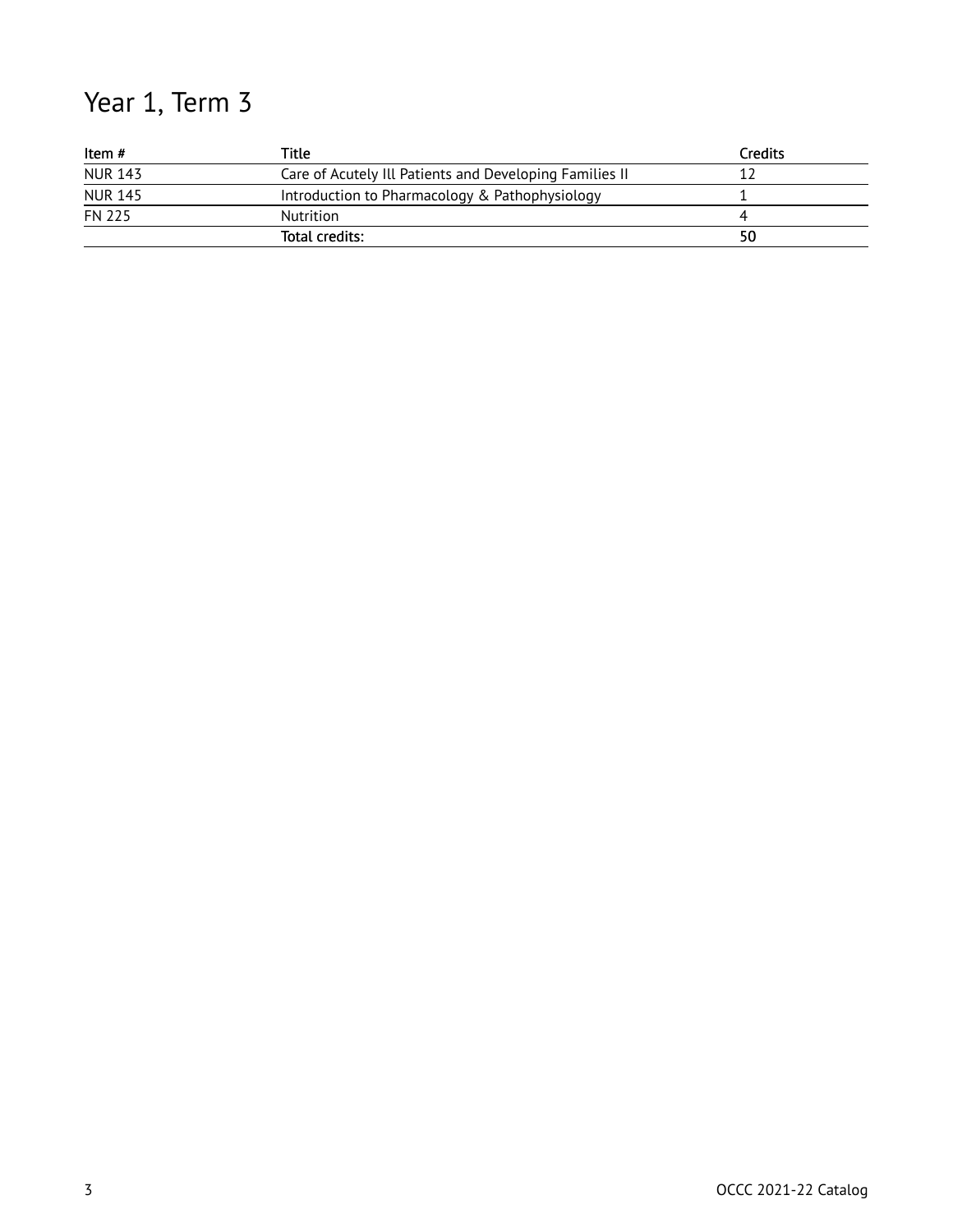# Year 1, Term 3

| Item # | Title | Credits |
| --- | --- | --- |
| NUR 143 | Care of Acutely Ill Patients and Developing Families II | 12 |
| NUR 145 | Introduction to Pharmacology & Pathophysiology | 1 |
| FN 225 | Nutrition | 4 |
| | **Total credits:** | **50** |